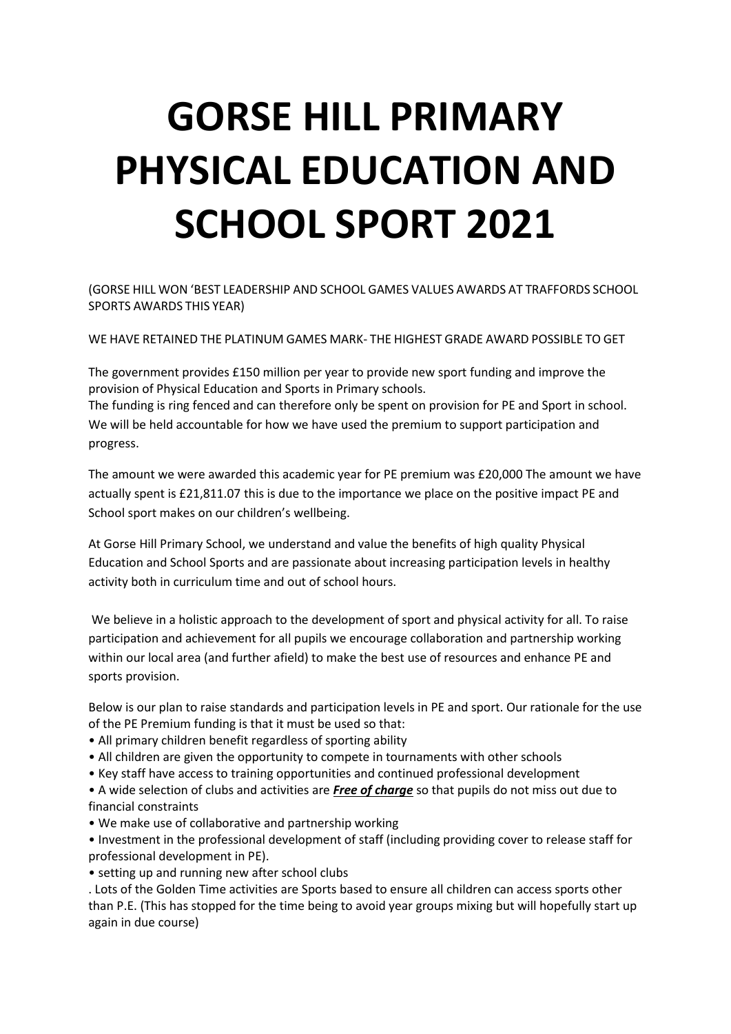# GORSE HILL PRIMARY PHYSICAL EDUCATION AND SCHOOL SPORT 2021

(GORSE HILL WON 'BEST LEADERSHIP AND SCHOOL GAMES VALUES AWARDS AT TRAFFORDS SCHOOL SPORTS AWARDS THIS YEAR)

WE HAVE RETAINED THE PLATINUM GAMES MARK- THE HIGHEST GRADE AWARD POSSIBLE TO GET

The government provides £150 million per year to provide new sport funding and improve the provision of Physical Education and Sports in Primary schools.
The funding is ring fenced and can therefore only be spent on provision for PE and Sport in school. We will be held accountable for how we have used the premium to support participation and progress.

The amount we were awarded this academic year for PE premium was £20,000 The amount we have actually spent is £21,811.07 this is due to the importance we place on the positive impact PE and School sport makes on our children's wellbeing.

At Gorse Hill Primary School, we understand and value the benefits of high quality Physical Education and School Sports and are passionate about increasing participation levels in healthy activity both in curriculum time and out of school hours.

We believe in a holistic approach to the development of sport and physical activity for all. To raise participation and achievement for all pupils we encourage collaboration and partnership working within our local area (and further afield) to make the best use of resources and enhance PE and sports provision.

Below is our plan to raise standards and participation levels in PE and sport. Our rationale for the use of the PE Premium funding is that it must be used so that:

- All primary children benefit regardless of sporting ability
- All children are given the opportunity to compete in tournaments with other schools
- Key staff have access to training opportunities and continued professional development
- A wide selection of clubs and activities are ***Free of charge*** so that pupils do not miss out due to financial constraints
- We make use of collaborative and partnership working
- Investment in the professional development of staff (including providing cover to release staff for professional development in PE).
- setting up and running new after school clubs

. Lots of the Golden Time activities are Sports based to ensure all children can access sports other than P.E. (This has stopped for the time being to avoid year groups mixing but will hopefully start up again in due course)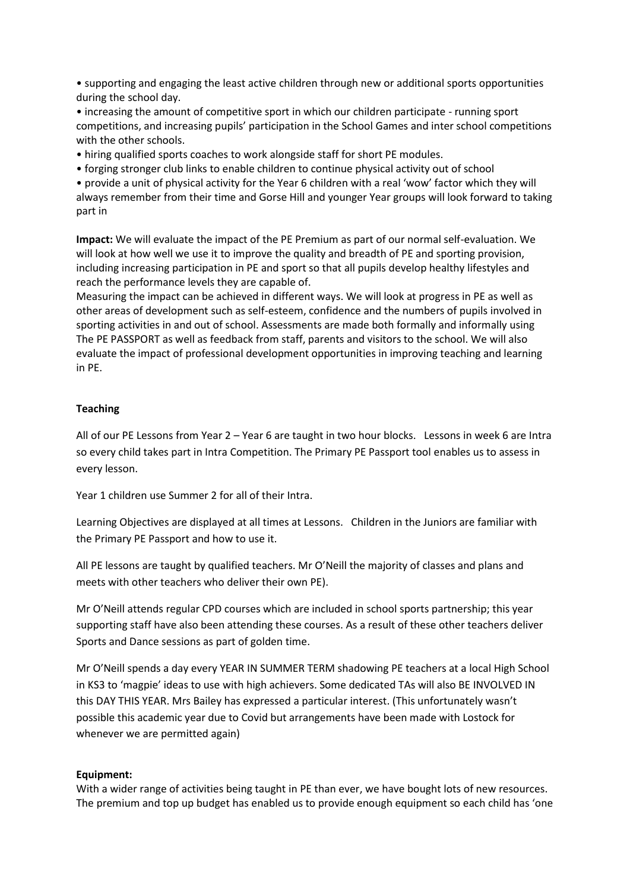- supporting and engaging the least active children through new or additional sports opportunities during the school day.
- increasing the amount of competitive sport in which our children participate - running sport competitions, and increasing pupils' participation in the School Games and inter school competitions with the other schools.
- hiring qualified sports coaches to work alongside staff for short PE modules.
- forging stronger club links to enable children to continue physical activity out of school
- provide a unit of physical activity for the Year 6 children with a real 'wow' factor which they will always remember from their time and Gorse Hill and younger Year groups will look forward to taking part in

**Impact:** We will evaluate the impact of the PE Premium as part of our normal self-evaluation. We will look at how well we use it to improve the quality and breadth of PE and sporting provision, including increasing participation in PE and sport so that all pupils develop healthy lifestyles and reach the performance levels they are capable of.
Measuring the impact can be achieved in different ways. We will look at progress in PE as well as other areas of development such as self-esteem, confidence and the numbers of pupils involved in sporting activities in and out of school. Assessments are made both formally and informally using The PE PASSPORT as well as feedback from staff, parents and visitors to the school. We will also evaluate the impact of professional development opportunities in improving teaching and learning in PE.

**Teaching**

All of our PE Lessons from Year 2 – Year 6 are taught in two hour blocks. Lessons in week 6 are Intra so every child takes part in Intra Competition. The Primary PE Passport tool enables us to assess in every lesson.

Year 1 children use Summer 2 for all of their Intra.

Learning Objectives are displayed at all times at Lessons. Children in the Juniors are familiar with the Primary PE Passport and how to use it.

All PE lessons are taught by qualified teachers. Mr O'Neill the majority of classes and plans and meets with other teachers who deliver their own PE).

Mr O'Neill attends regular CPD courses which are included in school sports partnership; this year supporting staff have also been attending these courses. As a result of these other teachers deliver Sports and Dance sessions as part of golden time.

Mr O'Neill spends a day every YEAR IN SUMMER TERM shadowing PE teachers at a local High School in KS3 to 'magpie' ideas to use with high achievers. Some dedicated TAs will also BE INVOLVED IN this DAY THIS YEAR. Mrs Bailey has expressed a particular interest. (This unfortunately wasn't possible this academic year due to Covid but arrangements have been made with Lostock for whenever we are permitted again)

**Equipment:**
With a wider range of activities being taught in PE than ever, we have bought lots of new resources. The premium and top up budget has enabled us to provide enough equipment so each child has 'one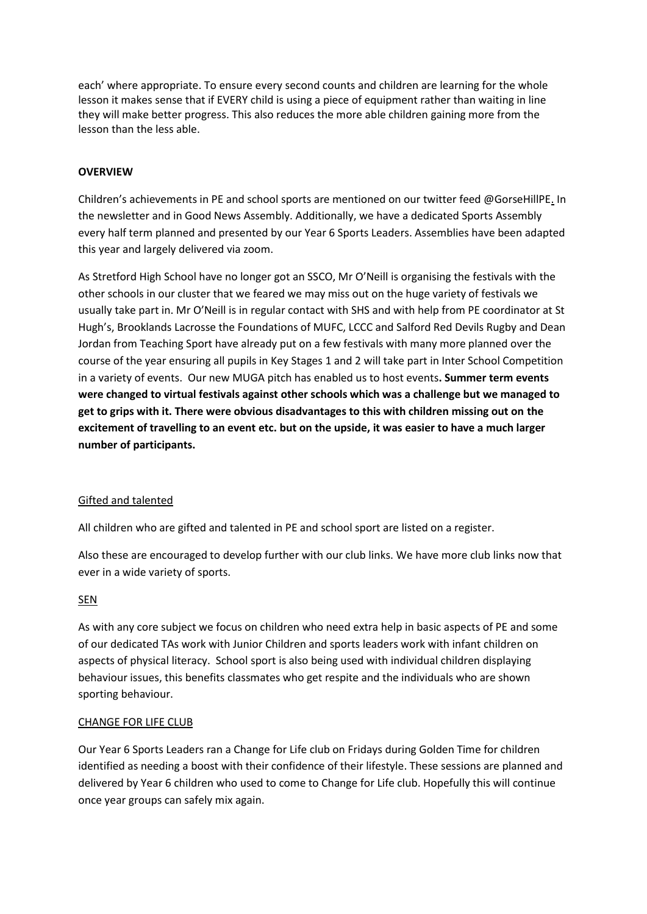each' where appropriate. To ensure every second counts and children are learning for the whole lesson it makes sense that if EVERY child is using a piece of equipment rather than waiting in line they will make better progress. This also reduces the more able children gaining more from the lesson than the less able.

**OVERVIEW**

Children's achievements in PE and school sports are mentioned on our twitter feed @GorseHillPE. In the newsletter and in Good News Assembly. Additionally, we have a dedicated Sports Assembly every half term planned and presented by our Year 6 Sports Leaders. Assemblies have been adapted this year and largely delivered via zoom.

As Stretford High School have no longer got an SSCO, Mr O'Neill is organising the festivals with the other schools in our cluster that we feared we may miss out on the huge variety of festivals we usually take part in. Mr O'Neill is in regular contact with SHS and with help from PE coordinator at St Hugh's, Brooklands Lacrosse the Foundations of MUFC, LCCC and Salford Red Devils Rugby and Dean Jordan from Teaching Sport have already put on a few festivals with many more planned over the course of the year ensuring all pupils in Key Stages 1 and 2 will take part in Inter School Competition in a variety of events. Our new MUGA pitch has enabled us to host events**. Summer term events were changed to virtual festivals against other schools which was a challenge but we managed to get to grips with it. There were obvious disadvantages to this with children missing out on the excitement of travelling to an event etc. but on the upside, it was easier to have a much larger number of participants.**

<u>Gifted and talented</u>

All children who are gifted and talented in PE and school sport are listed on a register.

Also these are encouraged to develop further with our club links. We have more club links now that ever in a wide variety of sports.

<u>SEN</u>

As with any core subject we focus on children who need extra help in basic aspects of PE and some of our dedicated TAs work with Junior Children and sports leaders work with infant children on aspects of physical literacy. School sport is also being used with individual children displaying behaviour issues, this benefits classmates who get respite and the individuals who are shown sporting behaviour.

<u>CHANGE FOR LIFE CLUB</u>

Our Year 6 Sports Leaders ran a Change for Life club on Fridays during Golden Time for children identified as needing a boost with their confidence of their lifestyle. These sessions are planned and delivered by Year 6 children who used to come to Change for Life club. Hopefully this will continue once year groups can safely mix again.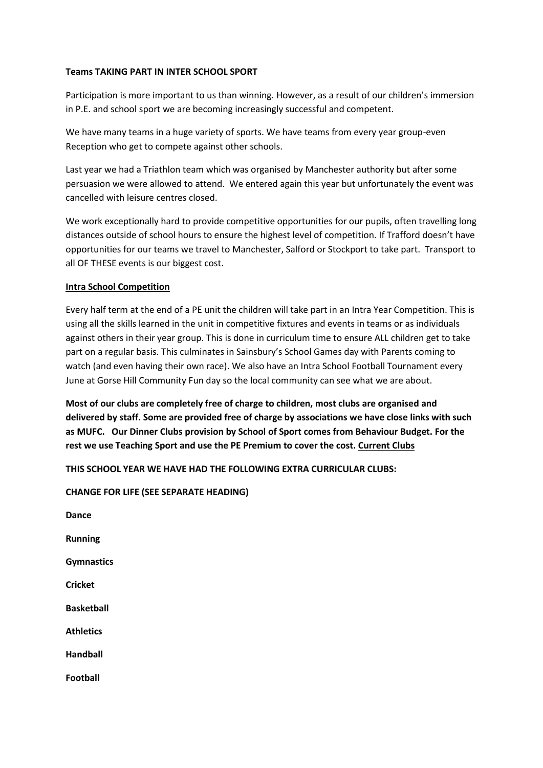**Teams TAKING PART IN INTER SCHOOL SPORT**

Participation is more important to us than winning. However, as a result of our children's immersion in P.E. and school sport we are becoming increasingly successful and competent.

We have many teams in a huge variety of sports. We have teams from every year group-even Reception who get to compete against other schools.

Last year we had a Triathlon team which was organised by Manchester authority but after some persuasion we were allowed to attend. We entered again this year but unfortunately the event was cancelled with leisure centres closed.

We work exceptionally hard to provide competitive opportunities for our pupils, often travelling long distances outside of school hours to ensure the highest level of competition. If Trafford doesn't have opportunities for our teams we travel to Manchester, Salford or Stockport to take part. Transport to all OF THESE events is our biggest cost.

**Intra School Competition**

Every half term at the end of a PE unit the children will take part in an Intra Year Competition. This is using all the skills learned in the unit in competitive fixtures and events in teams or as individuals against others in their year group. This is done in curriculum time to ensure ALL children get to take part on a regular basis. This culminates in Sainsbury's School Games day with Parents coming to watch (and even having their own race). We also have an Intra School Football Tournament every June at Gorse Hill Community Fun day so the local community can see what we are about.

**Most of our clubs are completely free of charge to children, most clubs are organised and delivered by staff. Some are provided free of charge by associations we have close links with such as MUFC. Our Dinner Clubs provision by School of Sport comes from Behaviour Budget. For the rest we use Teaching Sport and use the PE Premium to cover the cost. Current Clubs**

**THIS SCHOOL YEAR WE HAVE HAD THE FOLLOWING EXTRA CURRICULAR CLUBS:**

**CHANGE FOR LIFE (SEE SEPARATE HEADING)**

**Dance**

**Running**

**Gymnastics**

**Cricket**

**Basketball**

**Athletics**

**Handball**

**Football**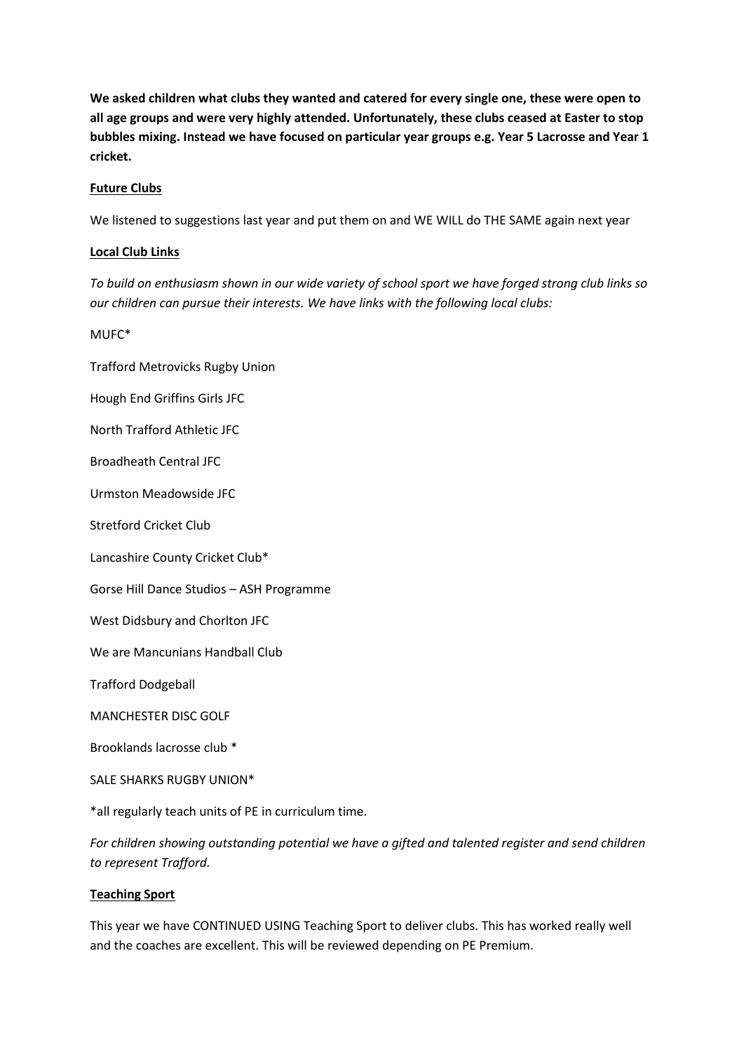**We asked children what clubs they wanted and catered for every single one, these were open to all age groups and were very highly attended. Unfortunately, these clubs ceased at Easter to stop bubbles mixing. Instead we have focused on particular year groups e.g. Year 5 Lacrosse and Year 1 cricket.**

**Future Clubs**

We listened to suggestions last year and put them on and WE WILL do THE SAME again next year

**Local Club Links**

*To build on enthusiasm shown in our wide variety of school sport we have forged strong club links so our children can pursue their interests. We have links with the following local clubs:*

MUFC*

Trafford Metrovicks Rugby Union

Hough End Griffins Girls JFC

North Trafford Athletic JFC

Broadheath Central JFC

Urmston Meadowside JFC

Stretford Cricket Club

Lancashire County Cricket Club*

Gorse Hill Dance Studios – ASH Programme

West Didsbury and Chorlton JFC

We are Mancunians Handball Club

Trafford Dodgeball

MANCHESTER DISC GOLF

Brooklands lacrosse club *

SALE SHARKS RUGBY UNION*

*all regularly teach units of PE in curriculum time.

*For children showing outstanding potential we have a gifted and talented register and send children to represent Trafford.*

**Teaching Sport**

This year we have CONTINUED USING Teaching Sport to deliver clubs. This has worked really well and the coaches are excellent. This will be reviewed depending on PE Premium.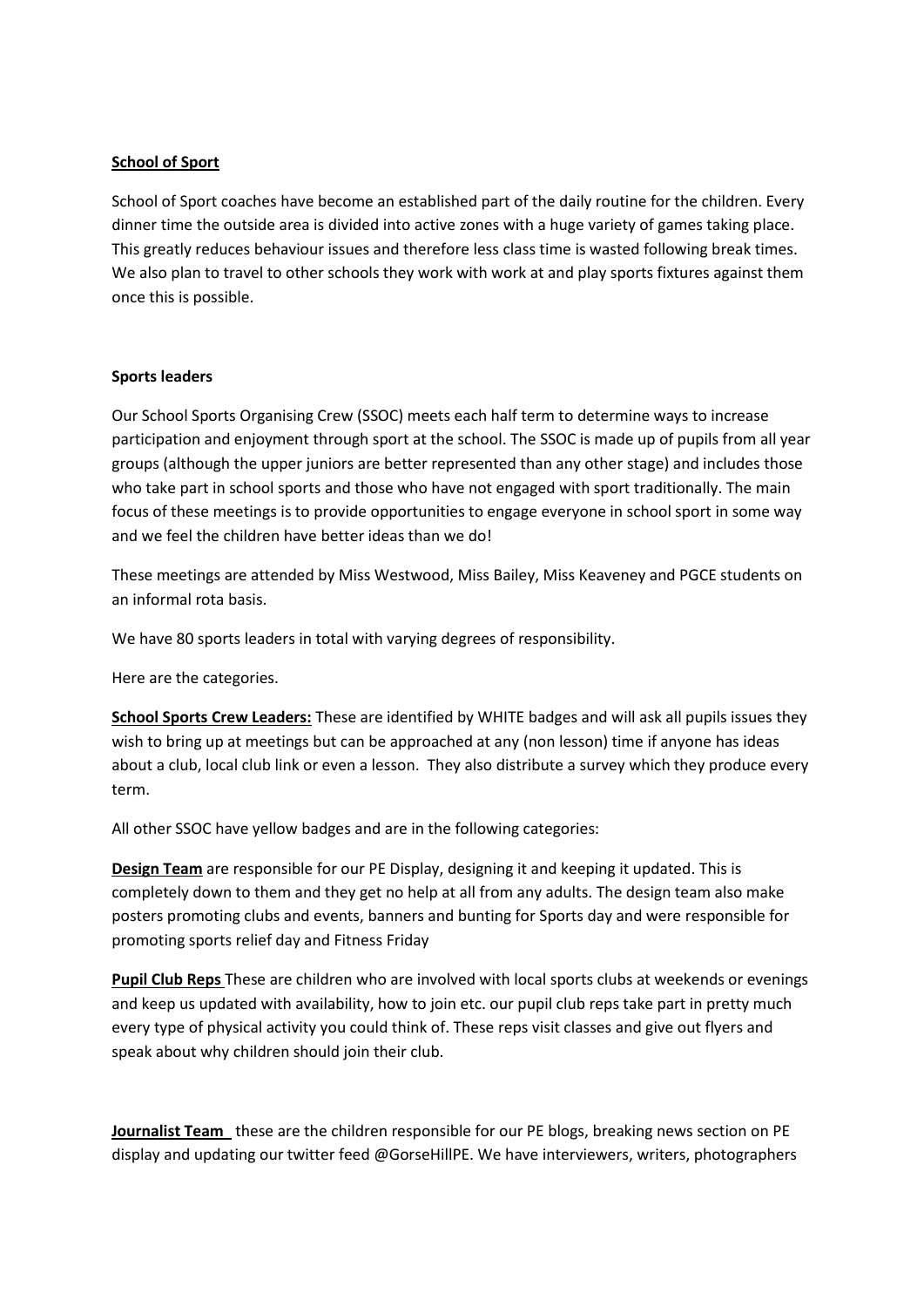**School of Sport**

School of Sport coaches have become an established part of the daily routine for the children. Every dinner time the outside area is divided into active zones with a huge variety of games taking place. This greatly reduces behaviour issues and therefore less class time is wasted following break times. We also plan to travel to other schools they work with work at and play sports fixtures against them once this is possible.

**Sports leaders**

Our School Sports Organising Crew (SSOC) meets each half term to determine ways to increase participation and enjoyment through sport at the school. The SSOC is made up of pupils from all year groups (although the upper juniors are better represented than any other stage) and includes those who take part in school sports and those who have not engaged with sport traditionally. The main focus of these meetings is to provide opportunities to engage everyone in school sport in some way and we feel the children have better ideas than we do!

These meetings are attended by Miss Westwood, Miss Bailey, Miss Keaveney and PGCE students on an informal rota basis.

We have 80 sports leaders in total with varying degrees of responsibility.

Here are the categories.

**School Sports Crew Leaders:** These are identified by WHITE badges and will ask all pupils issues they wish to bring up at meetings but can be approached at any (non lesson) time if anyone has ideas about a club, local club link or even a lesson. They also distribute a survey which they produce every term.

All other SSOC have yellow badges and are in the following categories:

**Design Team** are responsible for our PE Display, designing it and keeping it updated. This is completely down to them and they get no help at all from any adults. The design team also make posters promoting clubs and events, banners and bunting for Sports day and were responsible for promoting sports relief day and Fitness Friday

**Pupil Club Reps** These are children who are involved with local sports clubs at weekends or evenings and keep us updated with availability, how to join etc. our pupil club reps take part in pretty much every type of physical activity you could think of. These reps visit classes and give out flyers and speak about why children should join their club.

**Journalist Team** these are the children responsible for our PE blogs, breaking news section on PE display and updating our twitter feed @GorseHillPE. We have interviewers, writers, photographers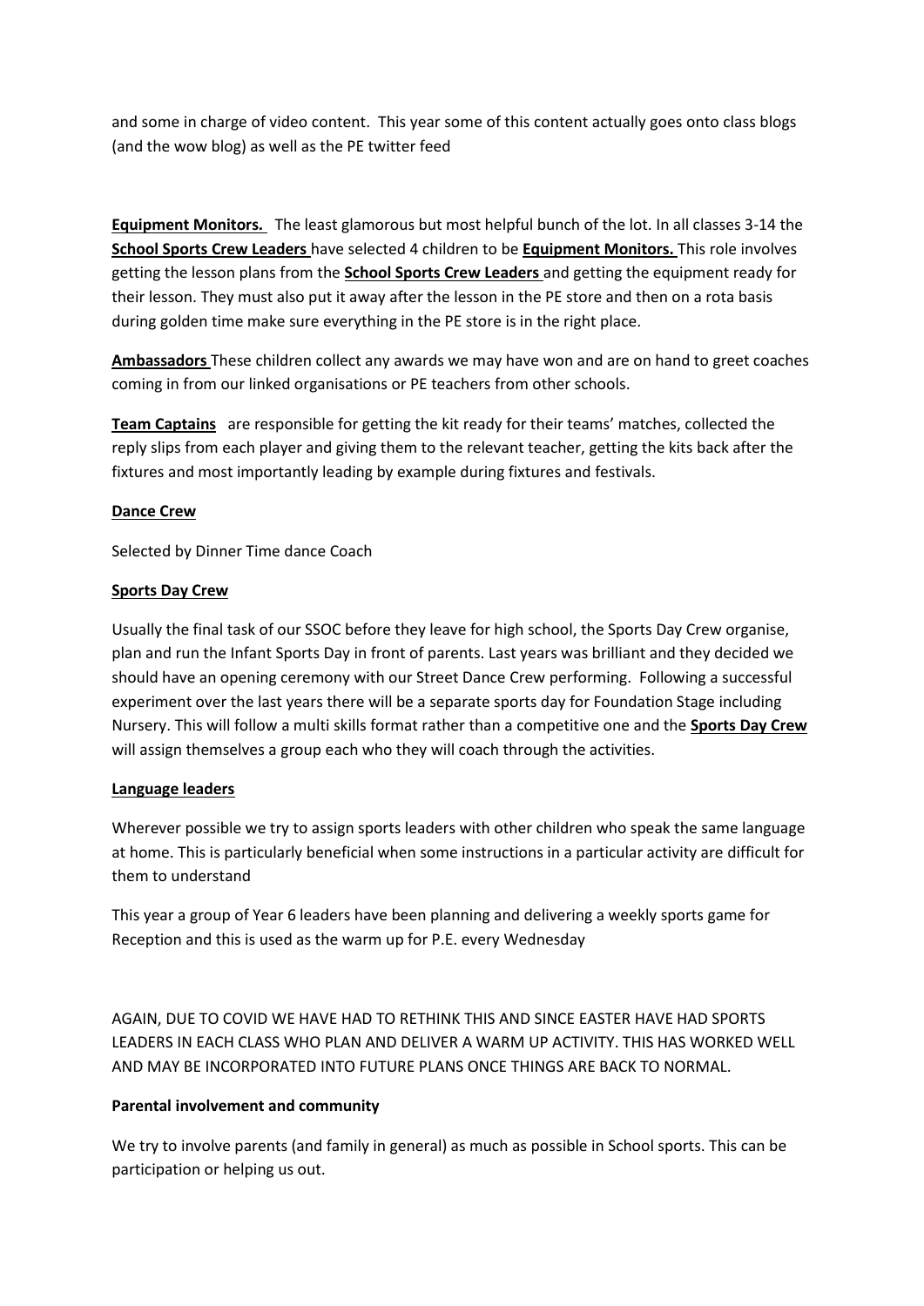and some in charge of video content. This year some of this content actually goes onto class blogs (and the wow blog) as well as the PE twitter feed

**Equipment Monitors.** The least glamorous but most helpful bunch of the lot. In all classes 3-14 the **School Sports Crew Leaders** have selected 4 children to be **Equipment Monitors.** This role involves getting the lesson plans from the **School Sports Crew Leaders** and getting the equipment ready for their lesson. They must also put it away after the lesson in the PE store and then on a rota basis during golden time make sure everything in the PE store is in the right place.

**Ambassadors** These children collect any awards we may have won and are on hand to greet coaches coming in from our linked organisations or PE teachers from other schools.

**Team Captains** are responsible for getting the kit ready for their teams' matches, collected the reply slips from each player and giving them to the relevant teacher, getting the kits back after the fixtures and most importantly leading by example during fixtures and festivals.

**Dance Crew**

Selected by Dinner Time dance Coach

**Sports Day Crew**

Usually the final task of our SSOC before they leave for high school, the Sports Day Crew organise, plan and run the Infant Sports Day in front of parents. Last years was brilliant and they decided we should have an opening ceremony with our Street Dance Crew performing. Following a successful experiment over the last years there will be a separate sports day for Foundation Stage including Nursery. This will follow a multi skills format rather than a competitive one and the **Sports Day Crew** will assign themselves a group each who they will coach through the activities.

**Language leaders**

Wherever possible we try to assign sports leaders with other children who speak the same language at home. This is particularly beneficial when some instructions in a particular activity are difficult for them to understand

This year a group of Year 6 leaders have been planning and delivering a weekly sports game for Reception and this is used as the warm up for P.E. every Wednesday

AGAIN, DUE TO COVID WE HAVE HAD TO RETHINK THIS AND SINCE EASTER HAVE HAD SPORTS LEADERS IN EACH CLASS WHO PLAN AND DELIVER A WARM UP ACTIVITY. THIS HAS WORKED WELL AND MAY BE INCORPORATED INTO FUTURE PLANS ONCE THINGS ARE BACK TO NORMAL.

**Parental involvement and community**

We try to involve parents (and family in general) as much as possible in School sports. This can be participation or helping us out.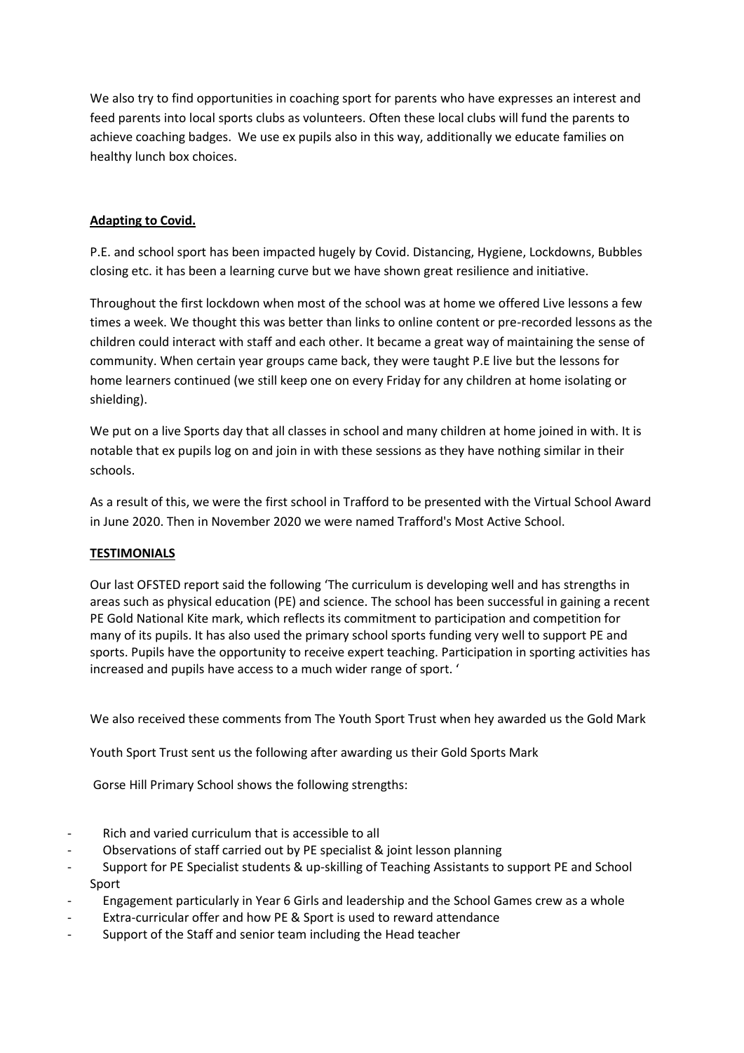We also try to find opportunities in coaching sport for parents who have expresses an interest and feed parents into local sports clubs as volunteers. Often these local clubs will fund the parents to achieve coaching badges. We use ex pupils also in this way, additionally we educate families on healthy lunch box choices.

**Adapting to Covid.**

P.E. and school sport has been impacted hugely by Covid. Distancing, Hygiene, Lockdowns, Bubbles closing etc. it has been a learning curve but we have shown great resilience and initiative.

Throughout the first lockdown when most of the school was at home we offered Live lessons a few times a week. We thought this was better than links to online content or pre-recorded lessons as the children could interact with staff and each other. It became a great way of maintaining the sense of community. When certain year groups came back, they were taught P.E live but the lessons for home learners continued (we still keep one on every Friday for any children at home isolating or shielding).

We put on a live Sports day that all classes in school and many children at home joined in with. It is notable that ex pupils log on and join in with these sessions as they have nothing similar in their schools.

As a result of this, we were the first school in Trafford to be presented with the Virtual School Award in June 2020. Then in November 2020 we were named Trafford's Most Active School.

**TESTIMONIALS**

Our last OFSTED report said the following 'The curriculum is developing well and has strengths in areas such as physical education (PE) and science. The school has been successful in gaining a recent PE Gold National Kite mark, which reflects its commitment to participation and competition for many of its pupils. It has also used the primary school sports funding very well to support PE and sports. Pupils have the opportunity to receive expert teaching. Participation in sporting activities has increased and pupils have access to a much wider range of sport. '

We also received these comments from The Youth Sport Trust when hey awarded us the Gold Mark

Youth Sport Trust sent us the following after awarding us their Gold Sports Mark

Gorse Hill Primary School shows the following strengths:

- Rich and varied curriculum that is accessible to all
- Observations of staff carried out by PE specialist & joint lesson planning
- Support for PE Specialist students & up-skilling of Teaching Assistants to support PE and School Sport
- Engagement particularly in Year 6 Girls and leadership and the School Games crew as a whole
- Extra-curricular offer and how PE & Sport is used to reward attendance
- Support of the Staff and senior team including the Head teacher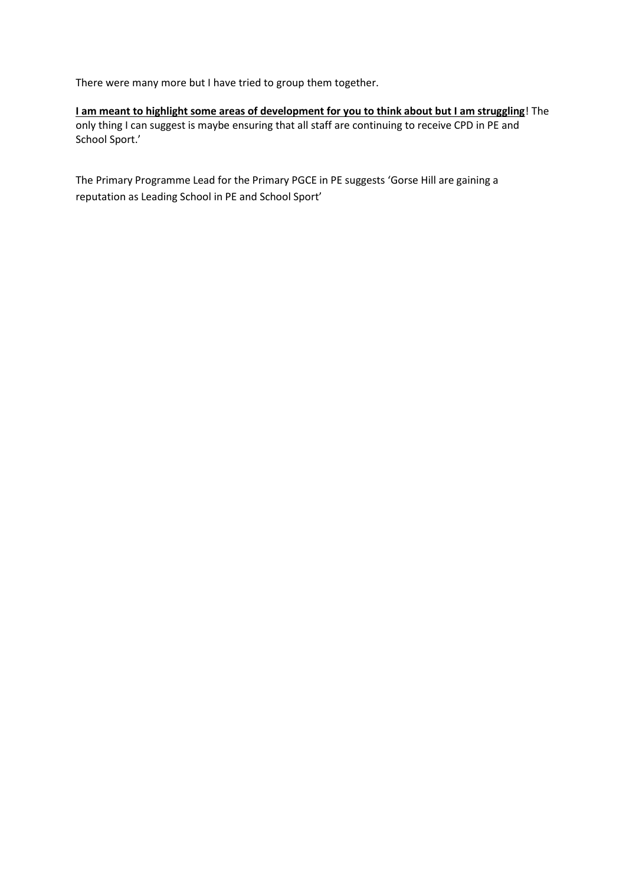There were many more but I have tried to group them together.

**I am meant to highlight some areas of development for you to think about but I am struggling**! The only thing I can suggest is maybe ensuring that all staff are continuing to receive CPD in PE and School Sport.'

The Primary Programme Lead for the Primary PGCE in PE suggests 'Gorse Hill are gaining a reputation as Leading School in PE and School Sport'